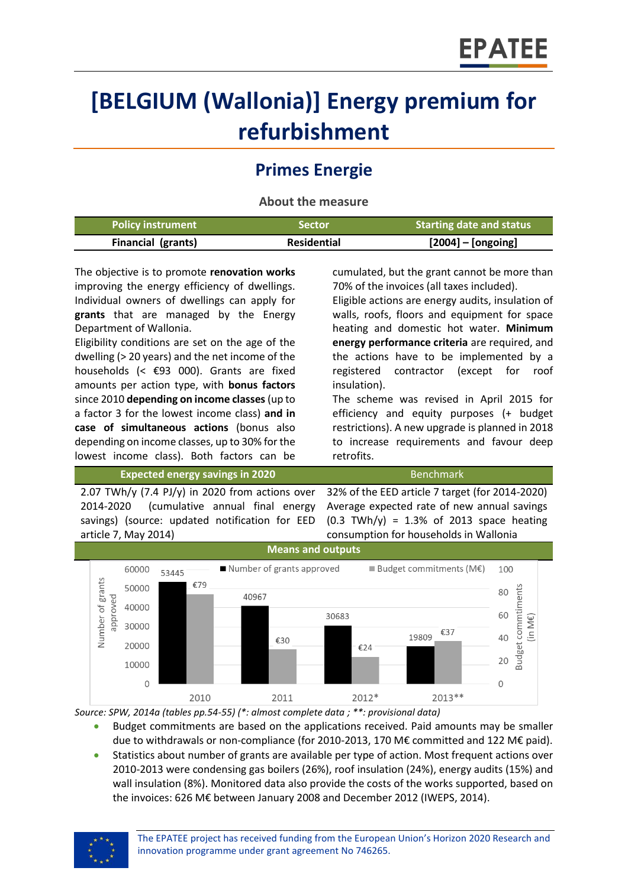# [BELGIUM (Wallonia)] Energy premium for refurbishment

## Primes Energie

### About the measure

| Policy instrument | Sector | Starting date and status |
|---|---|---|
| **Financial (grants)** | **Residential** | **[2004] – [ongoing]** |

The objective is to promote **renovation works** improving the energy efficiency of dwellings. Individual owners of dwellings can apply for **grants** that are managed by the Energy Department of Wallonia.

Eligibility conditions are set on the age of the dwelling (> 20 years) and the net income of the households (< €93 000). Grants are fixed amounts per action type, with **bonus factors** since 2010 **depending on income classes** (up to a factor 3 for the lowest income class) **and in case of simultaneous actions** (bonus also depending on income classes, up to 30% for the lowest income class). Both factors can be cumulated, but the grant cannot be more than 70% of the invoices (all taxes included).

Eligible actions are energy audits, insulation of walls, roofs, floors and equipment for space heating and domestic hot water. **Minimum energy performance criteria** are required, and the actions have to be implemented by a registered contractor (except for roof insulation).

The scheme was revised in April 2015 for efficiency and equity purposes (+ budget restrictions). A new upgrade is planned in 2018 to increase requirements and favour deep retrofits.

| Expected energy savings in 2020 | Benchmark |
|---|---|
| 2.07 TWh/y (7.4 PJ/y) in 2020 from actions over 2014-2020 (cumulative annual final energy savings) (source: updated notification for EED article 7, May 2014) | 32% of the EED article 7 target (for 2014-2020) Average expected rate of new annual savings (0.3 TWh/y) = 1.3% of 2013 space heating consumption for households in Wallonia |

### Means and outputs

| Year | Number of grants approved | Budget commitments (M€) |
|---|---|---|
| 2010 | 53445 | €79 |
| 2011 | 40967 | €30 |
| 2012* | 30683 | €24 |
| 2013** | 19809 | €37 |

*Source: SPW, 2014a (tables pp.54-55) (\*: almost complete data ; \*\*: provisional data)*

- Budget commitments are based on the applications received. Paid amounts may be smaller due to withdrawals or non-compliance (for 2010-2013, 170 M€ committed and 122 M€ paid).
- Statistics about number of grants are available per type of action. Most frequent actions over 2010-2013 were condensing gas boilers (26%), roof insulation (24%), energy audits (15%) and wall insulation (8%). Monitored data also provide the costs of the works supported, based on the invoices: 626 M€ between January 2008 and December 2012 (IWEPS, 2014).

The EPATEE project has received funding from the European Union's Horizon 2020 Research and innovation programme under grant agreement No 746265.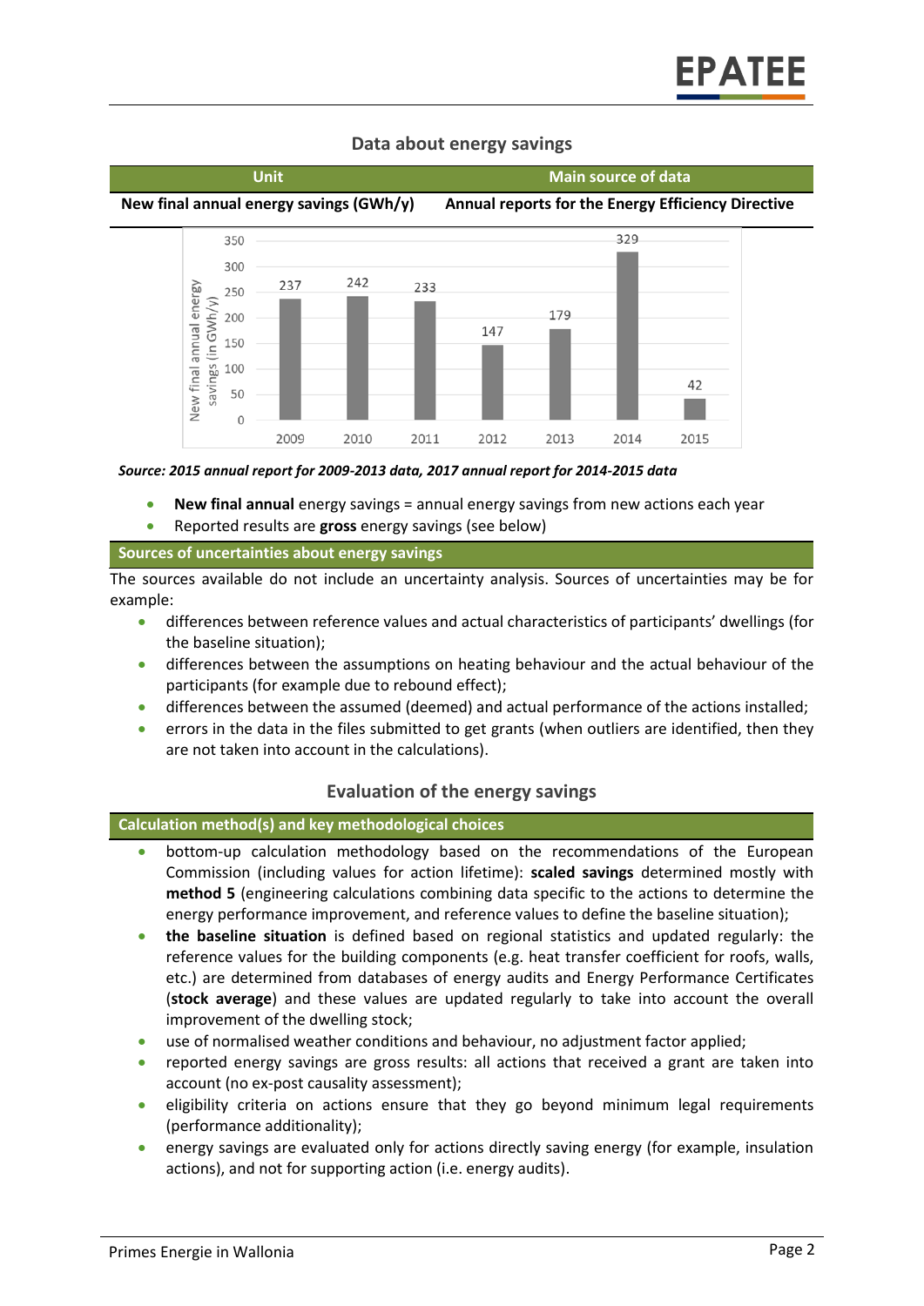## Data about energy savings

| Unit | Main source of data |
|---|---|
| **New final annual energy savings (GWh/y)** | **Annual reports for the Energy Efficiency Directive** |

| Year | New final annual energy savings (in GWh/y) |
|---|---|
| 2009 | 237 |
| 2010 | 242 |
| 2011 | 233 |
| 2012 | 147 |
| 2013 | 179 |
| 2014 | 329 |
| 2015 | 42 |

***Source: 2015 annual report for 2009-2013 data, 2017 annual report for 2014-2015 data***

- **New final annual** energy savings = annual energy savings from new actions each year
- Reported results are **gross** energy savings (see below)

### Sources of uncertainties about energy savings

The sources available do not include an uncertainty analysis. Sources of uncertainties may be for example:

- differences between reference values and actual characteristics of participants' dwellings (for the baseline situation);
- differences between the assumptions on heating behaviour and the actual behaviour of the participants (for example due to rebound effect);
- differences between the assumed (deemed) and actual performance of the actions installed;
- errors in the data in the files submitted to get grants (when outliers are identified, then they are not taken into account in the calculations).

## Evaluation of the energy savings

### Calculation method(s) and key methodological choices

- bottom-up calculation methodology based on the recommendations of the European Commission (including values for action lifetime): **scaled savings** determined mostly with **method 5** (engineering calculations combining data specific to the actions to determine the energy performance improvement, and reference values to define the baseline situation);
- **the baseline situation** is defined based on regional statistics and updated regularly: the reference values for the building components (e.g. heat transfer coefficient for roofs, walls, etc.) are determined from databases of energy audits and Energy Performance Certificates (**stock average**) and these values are updated regularly to take into account the overall improvement of the dwelling stock;
- use of normalised weather conditions and behaviour, no adjustment factor applied;
- reported energy savings are gross results: all actions that received a grant are taken into account (no ex-post causality assessment);
- eligibility criteria on actions ensure that they go beyond minimum legal requirements (performance additionality);
- energy savings are evaluated only for actions directly saving energy (for example, insulation actions), and not for supporting action (i.e. energy audits).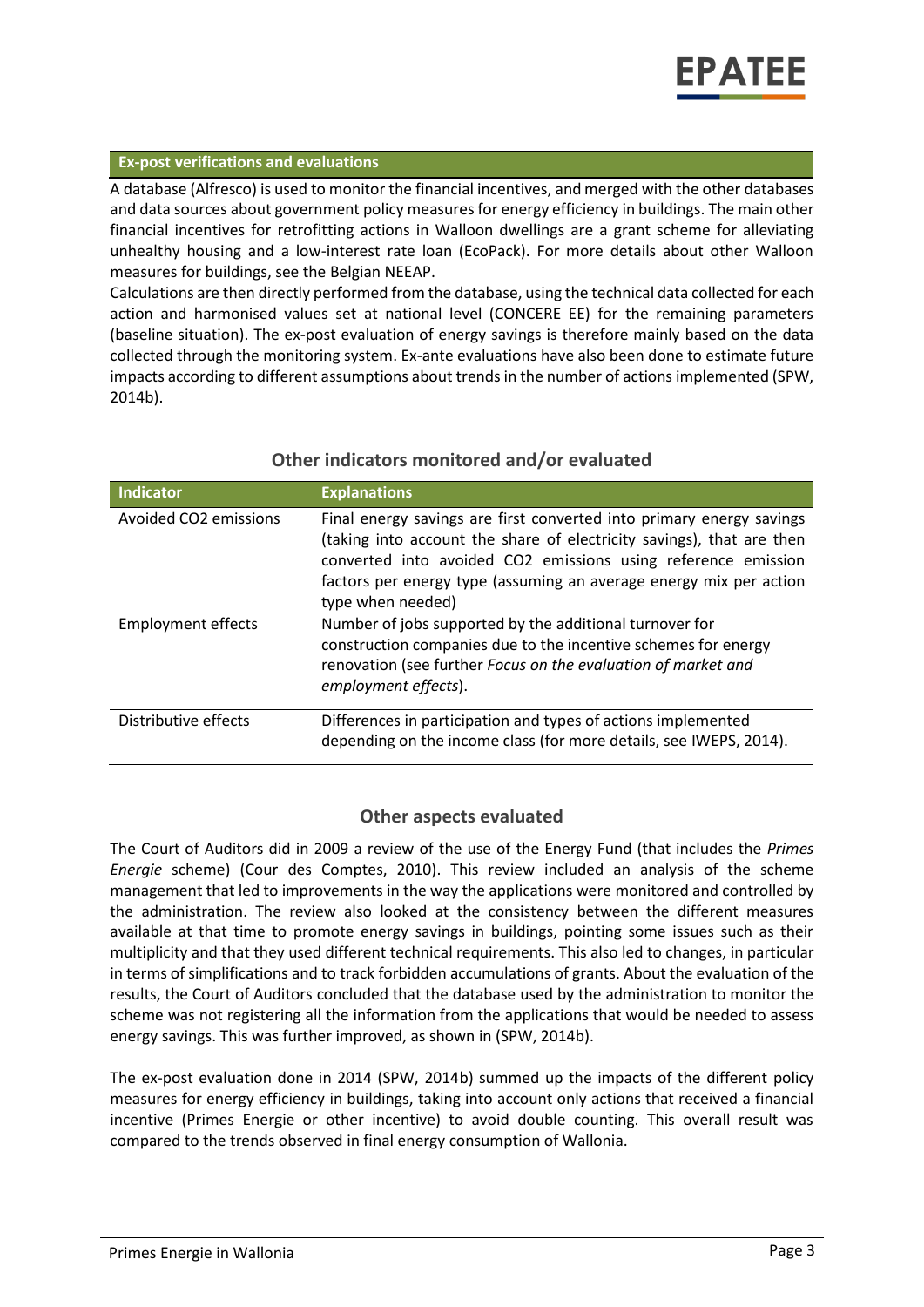### Ex-post verifications and evaluations

A database (Alfresco) is used to monitor the financial incentives, and merged with the other databases and data sources about government policy measures for energy efficiency in buildings. The main other financial incentives for retrofitting actions in Walloon dwellings are a grant scheme for alleviating unhealthy housing and a low-interest rate loan (EcoPack). For more details about other Walloon measures for buildings, see the Belgian NEEAP.

Calculations are then directly performed from the database, using the technical data collected for each action and harmonised values set at national level (CONCERE EE) for the remaining parameters (baseline situation). The ex-post evaluation of energy savings is therefore mainly based on the data collected through the monitoring system. Ex-ante evaluations have also been done to estimate future impacts according to different assumptions about trends in the number of actions implemented (SPW, 2014b).

## Other indicators monitored and/or evaluated

| Indicator | Explanations |
| --- | --- |
| Avoided $CO_2$ emissions | Final energy savings are first converted into primary energy savings (taking into account the share of electricity savings), that are then converted into avoided $CO_2$ emissions using reference emission factors per energy type (assuming an average energy mix per action type when needed) |
| Employment effects | Number of jobs supported by the additional turnover for construction companies due to the incentive schemes for energy renovation (see further *Focus on the evaluation of market and employment effects*). |
| Distributive effects | Differences in participation and types of actions implemented depending on the income class (for more details, see IWEPS, 2014). |

## Other aspects evaluated

The Court of Auditors did in 2009 a review of the use of the Energy Fund (that includes the *Primes Energie* scheme) (Cour des Comptes, 2010). This review included an analysis of the scheme management that led to improvements in the way the applications were monitored and controlled by the administration. The review also looked at the consistency between the different measures available at that time to promote energy savings in buildings, pointing some issues such as their multiplicity and that they used different technical requirements. This also led to changes, in particular in terms of simplifications and to track forbidden accumulations of grants. About the evaluation of the results, the Court of Auditors concluded that the database used by the administration to monitor the scheme was not registering all the information from the applications that would be needed to assess energy savings. This was further improved, as shown in (SPW, 2014b).

The ex-post evaluation done in 2014 (SPW, 2014b) summed up the impacts of the different policy measures for energy efficiency in buildings, taking into account only actions that received a financial incentive (Primes Energie or other incentive) to avoid double counting. This overall result was compared to the trends observed in final energy consumption of Wallonia.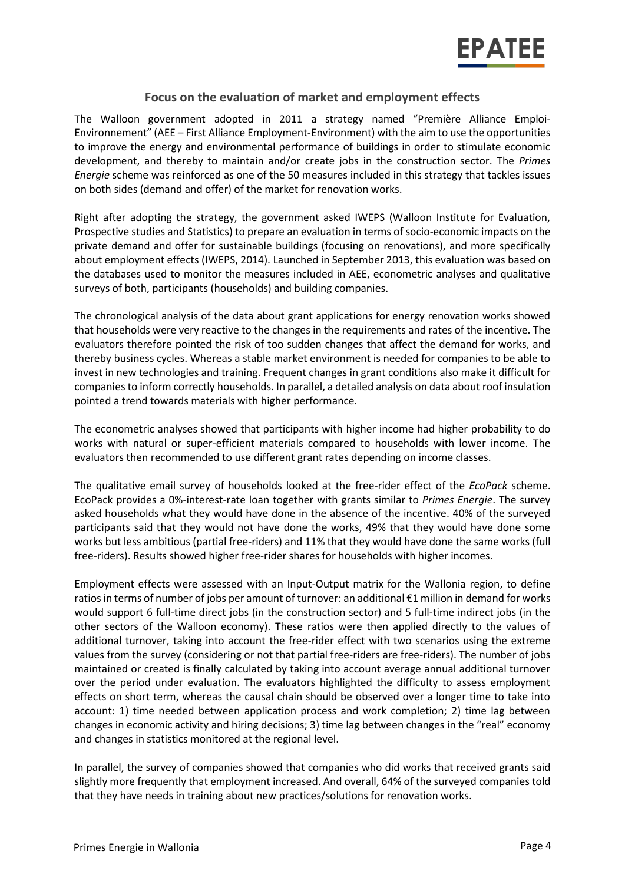## Focus on the evaluation of market and employment effects

The Walloon government adopted in 2011 a strategy named "Première Alliance Emploi-Environnement" (AEE – First Alliance Employment-Environment) with the aim to use the opportunities to improve the energy and environmental performance of buildings in order to stimulate economic development, and thereby to maintain and/or create jobs in the construction sector. The *Primes Energie* scheme was reinforced as one of the 50 measures included in this strategy that tackles issues on both sides (demand and offer) of the market for renovation works.

Right after adopting the strategy, the government asked IWEPS (Walloon Institute for Evaluation, Prospective studies and Statistics) to prepare an evaluation in terms of socio-economic impacts on the private demand and offer for sustainable buildings (focusing on renovations), and more specifically about employment effects (IWEPS, 2014). Launched in September 2013, this evaluation was based on the databases used to monitor the measures included in AEE, econometric analyses and qualitative surveys of both, participants (households) and building companies.

The chronological analysis of the data about grant applications for energy renovation works showed that households were very reactive to the changes in the requirements and rates of the incentive. The evaluators therefore pointed the risk of too sudden changes that affect the demand for works, and thereby business cycles. Whereas a stable market environment is needed for companies to be able to invest in new technologies and training. Frequent changes in grant conditions also make it difficult for companies to inform correctly households. In parallel, a detailed analysis on data about roof insulation pointed a trend towards materials with higher performance.

The econometric analyses showed that participants with higher income had higher probability to do works with natural or super-efficient materials compared to households with lower income. The evaluators then recommended to use different grant rates depending on income classes.

The qualitative email survey of households looked at the free-rider effect of the *EcoPack* scheme. EcoPack provides a 0%-interest-rate loan together with grants similar to *Primes Energie*. The survey asked households what they would have done in the absence of the incentive. 40% of the surveyed participants said that they would not have done the works, 49% that they would have done some works but less ambitious (partial free-riders) and 11% that they would have done the same works (full free-riders). Results showed higher free-rider shares for households with higher incomes.

Employment effects were assessed with an Input-Output matrix for the Wallonia region, to define ratios in terms of number of jobs per amount of turnover: an additional €1 million in demand for works would support 6 full-time direct jobs (in the construction sector) and 5 full-time indirect jobs (in the other sectors of the Walloon economy). These ratios were then applied directly to the values of additional turnover, taking into account the free-rider effect with two scenarios using the extreme values from the survey (considering or not that partial free-riders are free-riders). The number of jobs maintained or created is finally calculated by taking into account average annual additional turnover over the period under evaluation. The evaluators highlighted the difficulty to assess employment effects on short term, whereas the causal chain should be observed over a longer time to take into account: 1) time needed between application process and work completion; 2) time lag between changes in economic activity and hiring decisions; 3) time lag between changes in the "real" economy and changes in statistics monitored at the regional level.

In parallel, the survey of companies showed that companies who did works that received grants said slightly more frequently that employment increased. And overall, 64% of the surveyed companies told that they have needs in training about new practices/solutions for renovation works.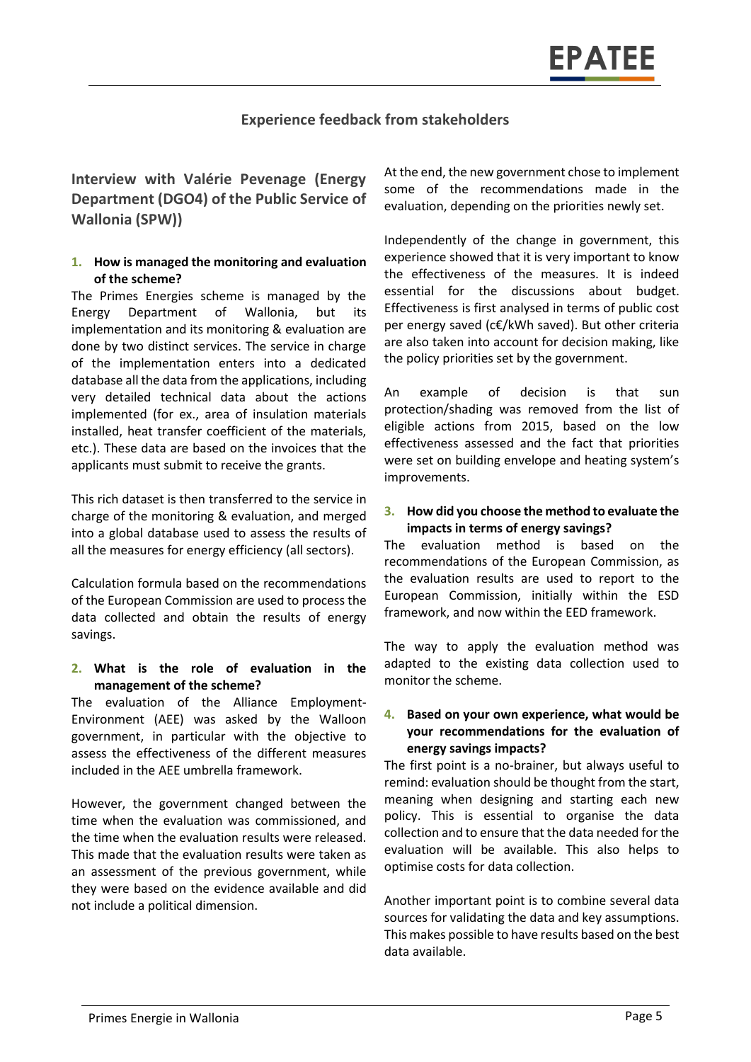## Experience feedback from stakeholders

### Interview with Valérie Pevenage (Energy Department (DGO4) of the Public Service of Wallonia (SPW))

**1. How is managed the monitoring and evaluation of the scheme?**

The Primes Energies scheme is managed by the Energy Department of Wallonia, but its implementation and its monitoring & evaluation are done by two distinct services. The service in charge of the implementation enters into a dedicated database all the data from the applications, including very detailed technical data about the actions implemented (for ex., area of insulation materials installed, heat transfer coefficient of the materials, etc.). These data are based on the invoices that the applicants must submit to receive the grants.

This rich dataset is then transferred to the service in charge of the monitoring & evaluation, and merged into a global database used to assess the results of all the measures for energy efficiency (all sectors).

Calculation formula based on the recommendations of the European Commission are used to process the data collected and obtain the results of energy savings.

**2. What is the role of evaluation in the management of the scheme?**

The evaluation of the Alliance Employment-Environment (AEE) was asked by the Walloon government, in particular with the objective to assess the effectiveness of the different measures included in the AEE umbrella framework.

However, the government changed between the time when the evaluation was commissioned, and the time when the evaluation results were released. This made that the evaluation results were taken as an assessment of the previous government, while they were based on the evidence available and did not include a political dimension.

At the end, the new government chose to implement some of the recommendations made in the evaluation, depending on the priorities newly set.

Independently of the change in government, this experience showed that it is very important to know the effectiveness of the measures. It is indeed essential for the discussions about budget. Effectiveness is first analysed in terms of public cost per energy saved (c€/kWh saved). But other criteria are also taken into account for decision making, like the policy priorities set by the government.

An example of decision is that sun protection/shading was removed from the list of eligible actions from 2015, based on the low effectiveness assessed and the fact that priorities were set on building envelope and heating system's improvements.

**3. How did you choose the method to evaluate the impacts in terms of energy savings?**

The evaluation method is based on the recommendations of the European Commission, as the evaluation results are used to report to the European Commission, initially within the ESD framework, and now within the EED framework.

The way to apply the evaluation method was adapted to the existing data collection used to monitor the scheme.

**4. Based on your own experience, what would be your recommendations for the evaluation of energy savings impacts?**

The first point is a no-brainer, but always useful to remind: evaluation should be thought from the start, meaning when designing and starting each new policy. This is essential to organise the data collection and to ensure that the data needed for the evaluation will be available. This also helps to optimise costs for data collection.

Another important point is to combine several data sources for validating the data and key assumptions. This makes possible to have results based on the best data available.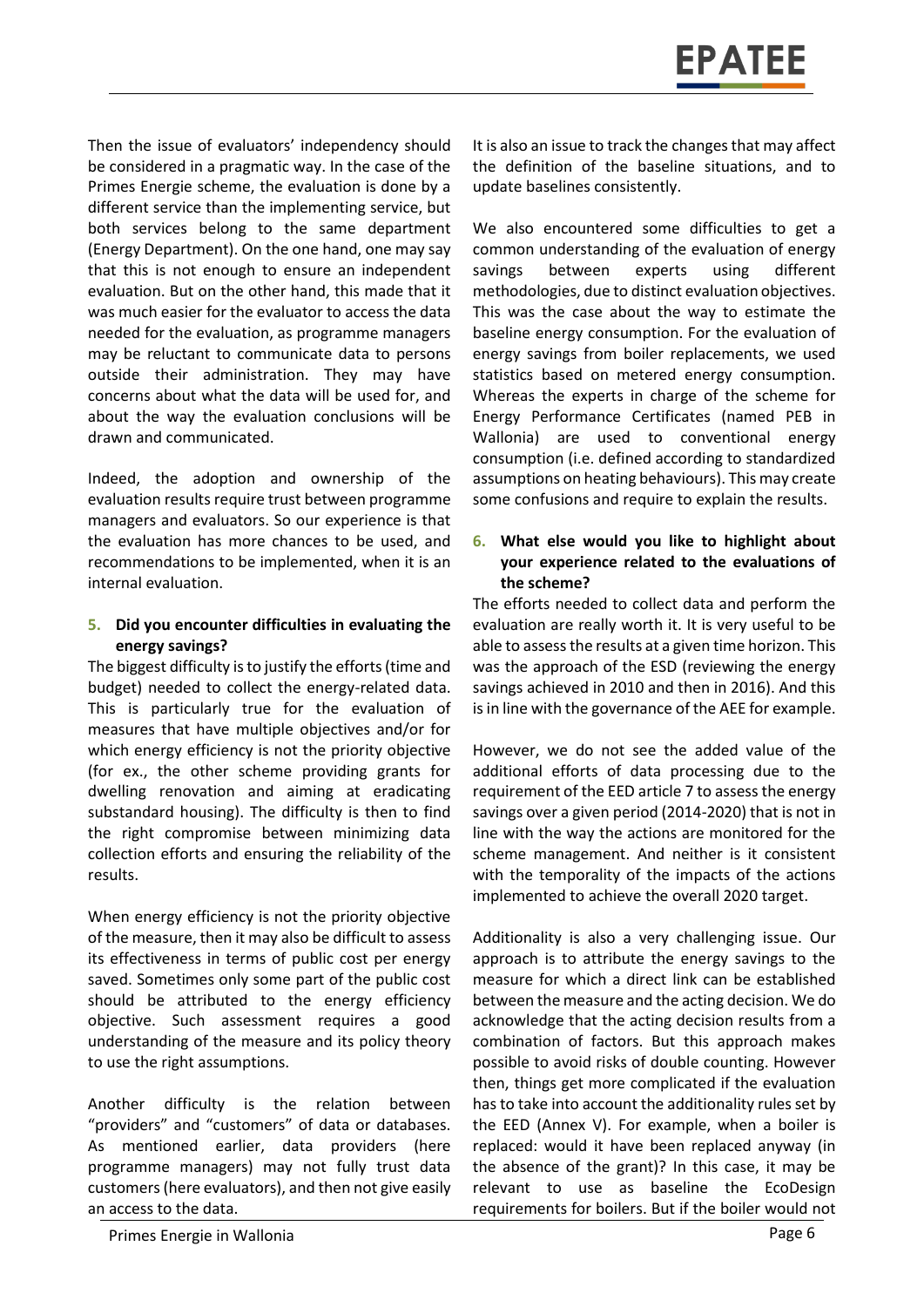Then the issue of evaluators' independency should be considered in a pragmatic way. In the case of the Primes Energie scheme, the evaluation is done by a different service than the implementing service, but both services belong to the same department (Energy Department). On the one hand, one may say that this is not enough to ensure an independent evaluation. But on the other hand, this made that it was much easier for the evaluator to access the data needed for the evaluation, as programme managers may be reluctant to communicate data to persons outside their administration. They may have concerns about what the data will be used for, and about the way the evaluation conclusions will be drawn and communicated.

Indeed, the adoption and ownership of the evaluation results require trust between programme managers and evaluators. So our experience is that the evaluation has more chances to be used, and recommendations to be implemented, when it is an internal evaluation.

**5. Did you encounter difficulties in evaluating the energy savings?**

The biggest difficulty is to justify the efforts (time and budget) needed to collect the energy-related data. This is particularly true for the evaluation of measures that have multiple objectives and/or for which energy efficiency is not the priority objective (for ex., the other scheme providing grants for dwelling renovation and aiming at eradicating substandard housing). The difficulty is then to find the right compromise between minimizing data collection efforts and ensuring the reliability of the results.

When energy efficiency is not the priority objective of the measure, then it may also be difficult to assess its effectiveness in terms of public cost per energy saved. Sometimes only some part of the public cost should be attributed to the energy efficiency objective. Such assessment requires a good understanding of the measure and its policy theory to use the right assumptions.

Another difficulty is the relation between "providers" and "customers" of data or databases. As mentioned earlier, data providers (here programme managers) may not fully trust data customers (here evaluators), and then not give easily an access to the data.

It is also an issue to track the changes that may affect the definition of the baseline situations, and to update baselines consistently.

We also encountered some difficulties to get a common understanding of the evaluation of energy savings between experts using different methodologies, due to distinct evaluation objectives. This was the case about the way to estimate the baseline energy consumption. For the evaluation of energy savings from boiler replacements, we used statistics based on metered energy consumption. Whereas the experts in charge of the scheme for Energy Performance Certificates (named PEB in Wallonia) are used to conventional energy consumption (i.e. defined according to standardized assumptions on heating behaviours). This may create some confusions and require to explain the results.

**6. What else would you like to highlight about your experience related to the evaluations of the scheme?**

The efforts needed to collect data and perform the evaluation are really worth it. It is very useful to be able to assess the results at a given time horizon. This was the approach of the ESD (reviewing the energy savings achieved in 2010 and then in 2016). And this is in line with the governance of the AEE for example.

However, we do not see the added value of the additional efforts of data processing due to the requirement of the EED article 7 to assess the energy savings over a given period (2014-2020) that is not in line with the way the actions are monitored for the scheme management. And neither is it consistent with the temporality of the impacts of the actions implemented to achieve the overall 2020 target.

Additionality is also a very challenging issue. Our approach is to attribute the energy savings to the measure for which a direct link can be established between the measure and the acting decision. We do acknowledge that the acting decision results from a combination of factors. But this approach makes possible to avoid risks of double counting. However then, things get more complicated if the evaluation has to take into account the additionality rules set by the EED (Annex V). For example, when a boiler is replaced: would it have been replaced anyway (in the absence of the grant)? In this case, it may be relevant to use as baseline the EcoDesign requirements for boilers. But if the boiler would not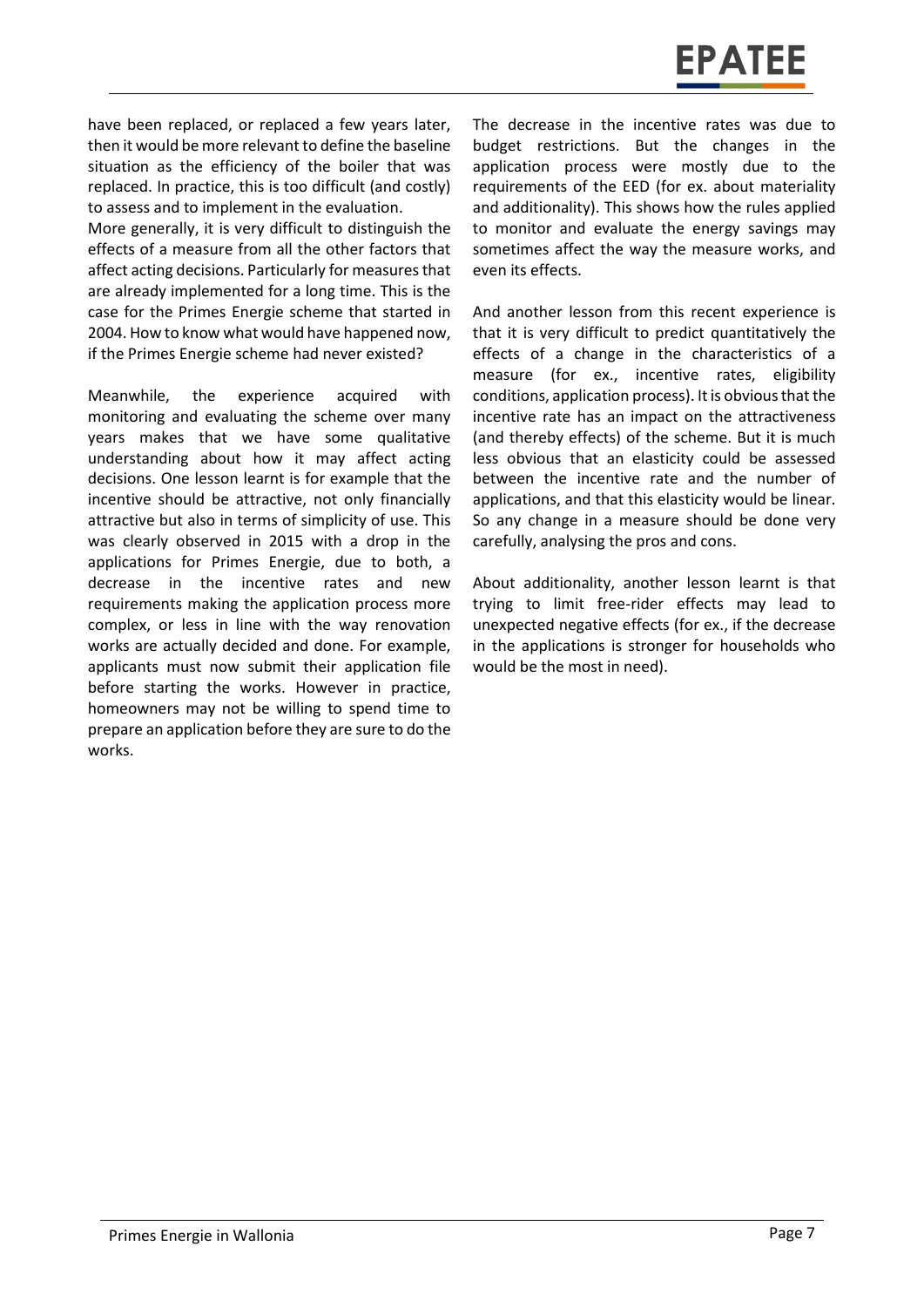have been replaced, or replaced a few years later, then it would be more relevant to define the baseline situation as the efficiency of the boiler that was replaced. In practice, this is too difficult (and costly) to assess and to implement in the evaluation.

More generally, it is very difficult to distinguish the effects of a measure from all the other factors that affect acting decisions. Particularly for measures that are already implemented for a long time. This is the case for the Primes Energie scheme that started in 2004. How to know what would have happened now, if the Primes Energie scheme had never existed?

Meanwhile, the experience acquired with monitoring and evaluating the scheme over many years makes that we have some qualitative understanding about how it may affect acting decisions. One lesson learnt is for example that the incentive should be attractive, not only financially attractive but also in terms of simplicity of use. This was clearly observed in 2015 with a drop in the applications for Primes Energie, due to both, a decrease in the incentive rates and new requirements making the application process more complex, or less in line with the way renovation works are actually decided and done. For example, applicants must now submit their application file before starting the works. However in practice, homeowners may not be willing to spend time to prepare an application before they are sure to do the works.

The decrease in the incentive rates was due to budget restrictions. But the changes in the application process were mostly due to the requirements of the EED (for ex. about materiality and additionality). This shows how the rules applied to monitor and evaluate the energy savings may sometimes affect the way the measure works, and even its effects.

And another lesson from this recent experience is that it is very difficult to predict quantitatively the effects of a change in the characteristics of a measure (for ex., incentive rates, eligibility conditions, application process). It is obvious that the incentive rate has an impact on the attractiveness (and thereby effects) of the scheme. But it is much less obvious that an elasticity could be assessed between the incentive rate and the number of applications, and that this elasticity would be linear. So any change in a measure should be done very carefully, analysing the pros and cons.

About additionality, another lesson learnt is that trying to limit free-rider effects may lead to unexpected negative effects (for ex., if the decrease in the applications is stronger for households who would be the most in need).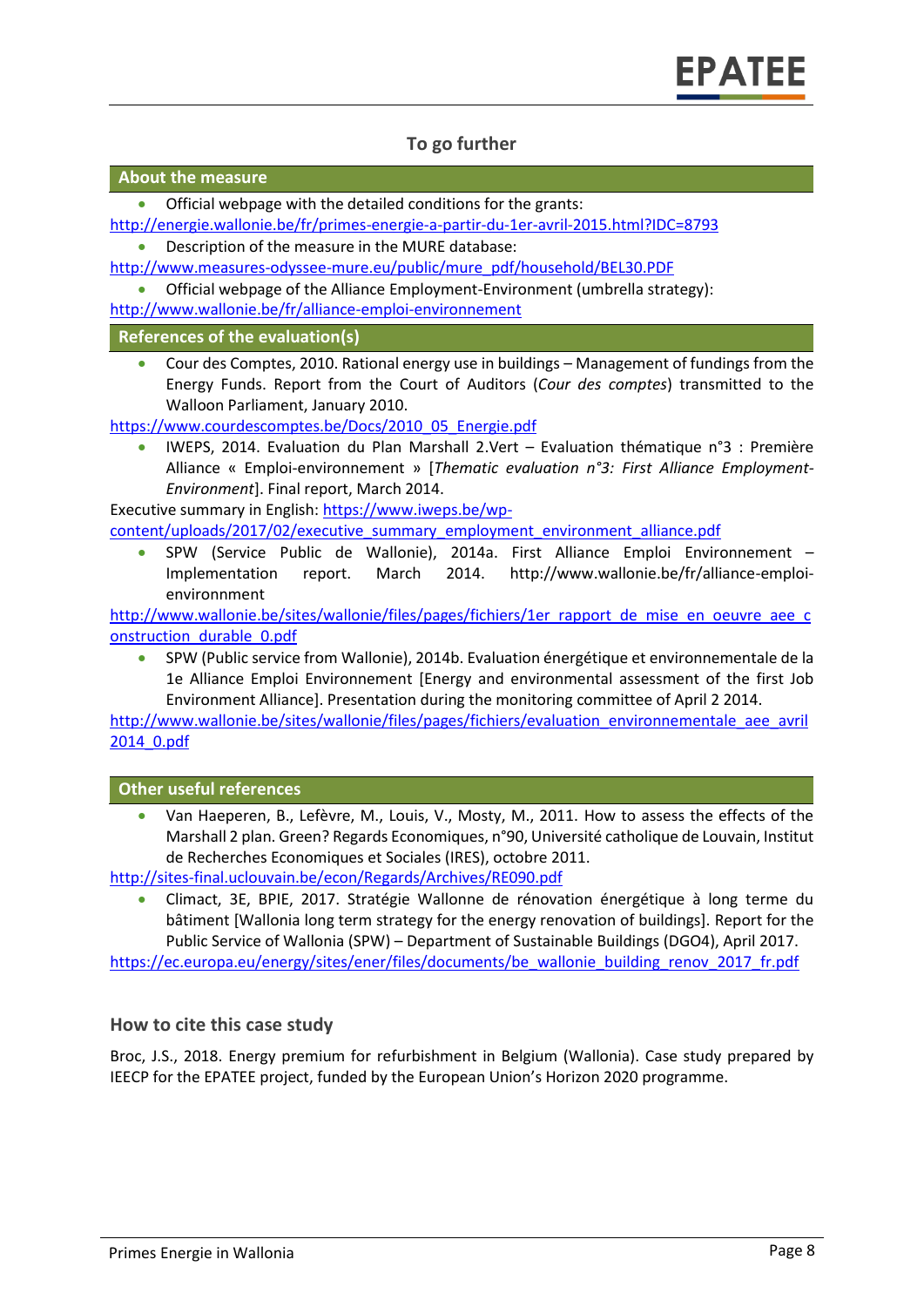## To go further

### About the measure

- Official webpage with the detailed conditions for the grants:

http://energie.wallonie.be/fr/primes-energie-a-partir-du-1er-avril-2015.html?IDC=8793

- Description of the measure in the MURE database:

http://www.measures-odyssee-mure.eu/public/mure_pdf/household/BEL30.PDF

- Official webpage of the Alliance Employment-Environment (umbrella strategy):

http://www.wallonie.be/fr/alliance-emploi-environnement

### References of the evaluation(s)

- Cour des Comptes, 2010. Rational energy use in buildings – Management of fundings from the Energy Funds. Report from the Court of Auditors (*Cour des comptes*) transmitted to the Walloon Parliament, January 2010.

https://www.courdescomptes.be/Docs/2010_05_Energie.pdf

- IWEPS, 2014. Evaluation du Plan Marshall 2.Vert – Evaluation thématique n°3 : Première Alliance « Emploi-environnement » [*Thematic evaluation n°3: First Alliance Employment-Environment*]. Final report, March 2014.

Executive summary in English: https://www.iweps.be/wp-content/uploads/2017/02/executive_summary_employment_environment_alliance.pdf

- SPW (Service Public de Wallonie), 2014a. First Alliance Emploi Environnement – Implementation report. March 2014. http://www.wallonie.be/fr/alliance-emploi-environnment

http://www.wallonie.be/sites/wallonie/files/pages/fichiers/1er_rapport_de_mise_en_oeuvre_aee_construction_durable_0.pdf

- SPW (Public service from Wallonie), 2014b. Evaluation énergétique et environnementale de la 1e Alliance Emploi Environnement [Energy and environmental assessment of the first Job Environment Alliance]. Presentation during the monitoring committee of April 2 2014.

http://www.wallonie.be/sites/wallonie/files/pages/fichiers/evaluation_environnementale_aee_avril2014_0.pdf

### Other useful references

- Van Haeperen, B., Lefèvre, M., Louis, V., Mosty, M., 2011. How to assess the effects of the Marshall 2 plan. Green? Regards Economiques, n°90, Université catholique de Louvain, Institut de Recherches Economiques et Sociales (IRES), octobre 2011.

http://sites-final.uclouvain.be/econ/Regards/Archives/RE090.pdf

- Climact, 3E, BPIE, 2017. Stratégie Wallonne de rénovation énergétique à long terme du bâtiment [Wallonia long term strategy for the energy renovation of buildings]. Report for the Public Service of Wallonia (SPW) – Department of Sustainable Buildings (DGO4), April 2017.

https://ec.europa.eu/energy/sites/ener/files/documents/be_wallonie_building_renov_2017_fr.pdf

## How to cite this case study

Broc, J.S., 2018. Energy premium for refurbishment in Belgium (Wallonia). Case study prepared by IEECP for the EPATEE project, funded by the European Union's Horizon 2020 programme.